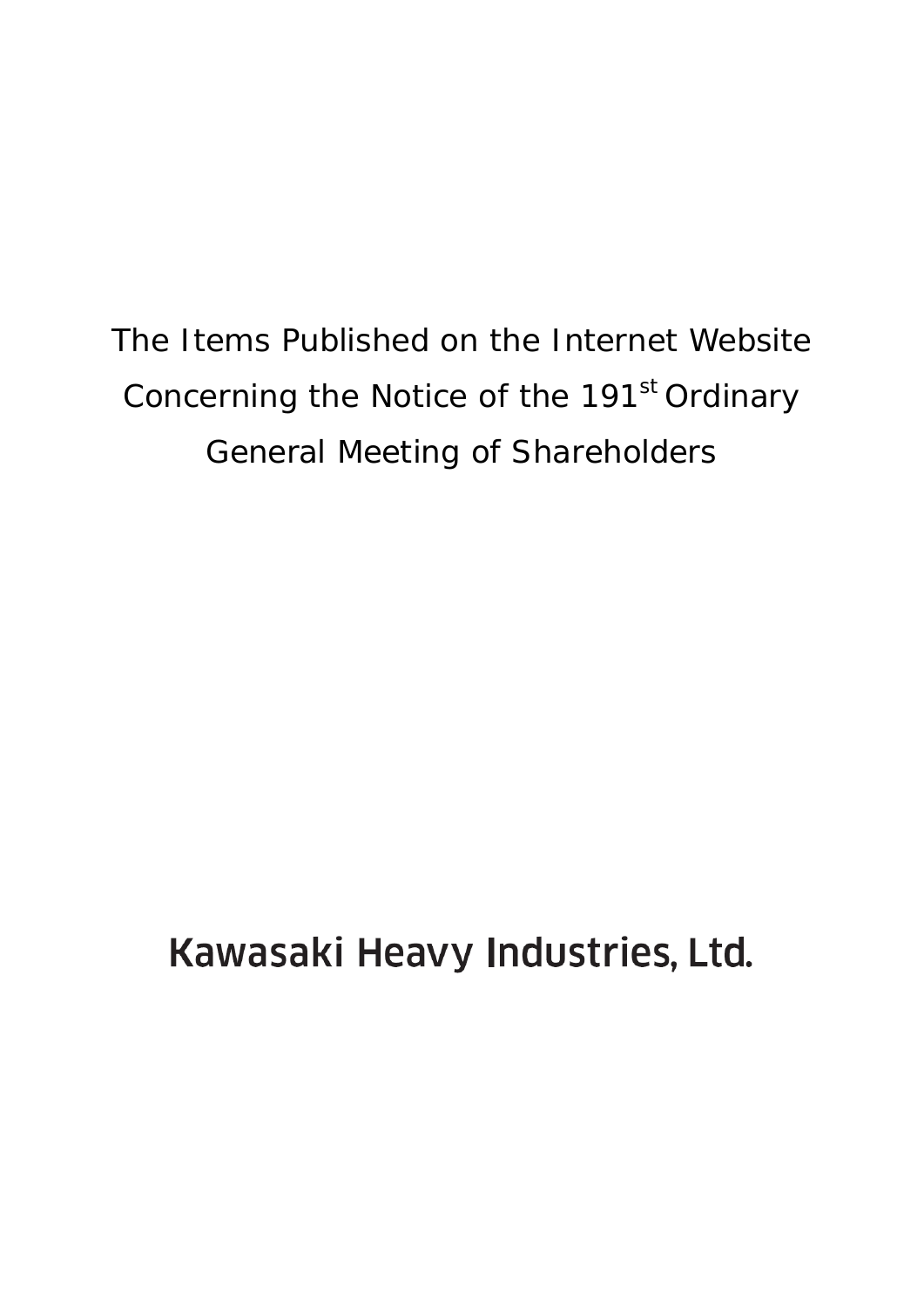# The Items Published on the Internet Website Concerning the Notice of the 191st Ordinary General Meeting of Shareholders

Kawasaki Heavy Industries, Ltd.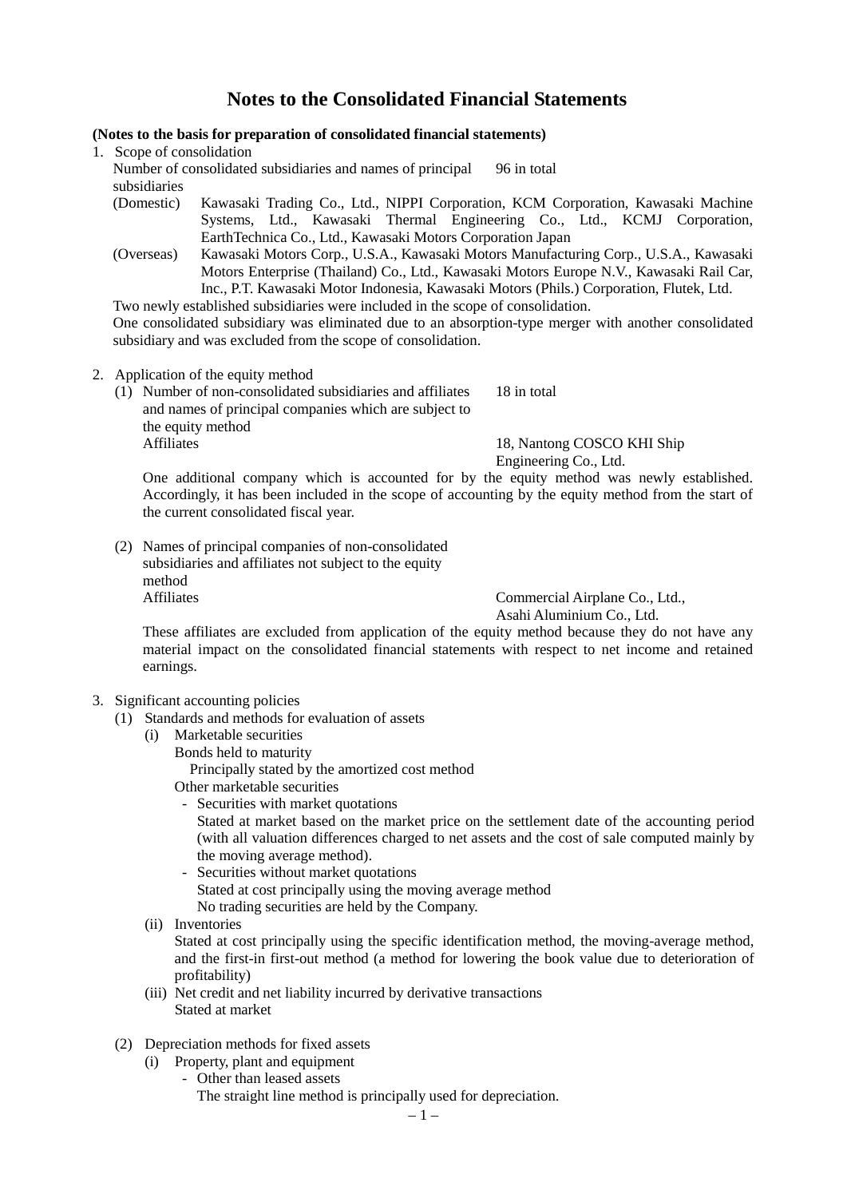# Notes to the Consolidated Financial Statements

**(Notes to the basis for preparation of consolidated financial statements)**

1. Scope of consolidation

   Number of consolidated subsidiaries and names of principal subsidiaries — 96 in total

   (Domestic) Kawasaki Trading Co., Ltd., NIPPI Corporation, KCM Corporation, Kawasaki Machine Systems, Ltd., Kawasaki Thermal Engineering Co., Ltd., KCMJ Corporation, EarthTechnica Co., Ltd., Kawasaki Motors Corporation Japan

   (Overseas) Kawasaki Motors Corp., U.S.A., Kawasaki Motors Manufacturing Corp., U.S.A., Kawasaki Motors Enterprise (Thailand) Co., Ltd., Kawasaki Motors Europe N.V., Kawasaki Rail Car, Inc., P.T. Kawasaki Motor Indonesia, Kawasaki Motors (Phils.) Corporation, Flutek, Ltd.

   Two newly established subsidiaries were included in the scope of consolidation.

   One consolidated subsidiary was eliminated due to an absorption-type merger with another consolidated subsidiary and was excluded from the scope of consolidation.

2. Application of the equity method

   (1) Number of non-consolidated subsidiaries and affiliates and names of principal companies which are subject to the equity method — 18 in total

   Affiliates — 18, Nantong COSCO KHI Ship Engineering Co., Ltd.

   One additional company which is accounted for by the equity method was newly established. Accordingly, it has been included in the scope of accounting by the equity method from the start of the current consolidated fiscal year.

   (2) Names of principal companies of non-consolidated subsidiaries and affiliates not subject to the equity method

   Affiliates — Commercial Airplane Co., Ltd., Asahi Aluminium Co., Ltd.

   These affiliates are excluded from application of the equity method because they do not have any material impact on the consolidated financial statements with respect to net income and retained earnings.

3. Significant accounting policies

   (1) Standards and methods for evaluation of assets

   (i) Marketable securities

   Bonds held to maturity

   Principally stated by the amortized cost method

   Other marketable securities

   - Securities with market quotations

     Stated at market based on the market price on the settlement date of the accounting period (with all valuation differences charged to net assets and the cost of sale computed mainly by the moving average method).

   - Securities without market quotations

     Stated at cost principally using the moving average method

     No trading securities are held by the Company.

   (ii) Inventories

   Stated at cost principally using the specific identification method, the moving-average method, and the first-in first-out method (a method for lowering the book value due to deterioration of profitability)

   (iii) Net credit and net liability incurred by derivative transactions

   Stated at market

   (2) Depreciation methods for fixed assets

   (i) Property, plant and equipment

   - Other than leased assets

     The straight line method is principally used for depreciation.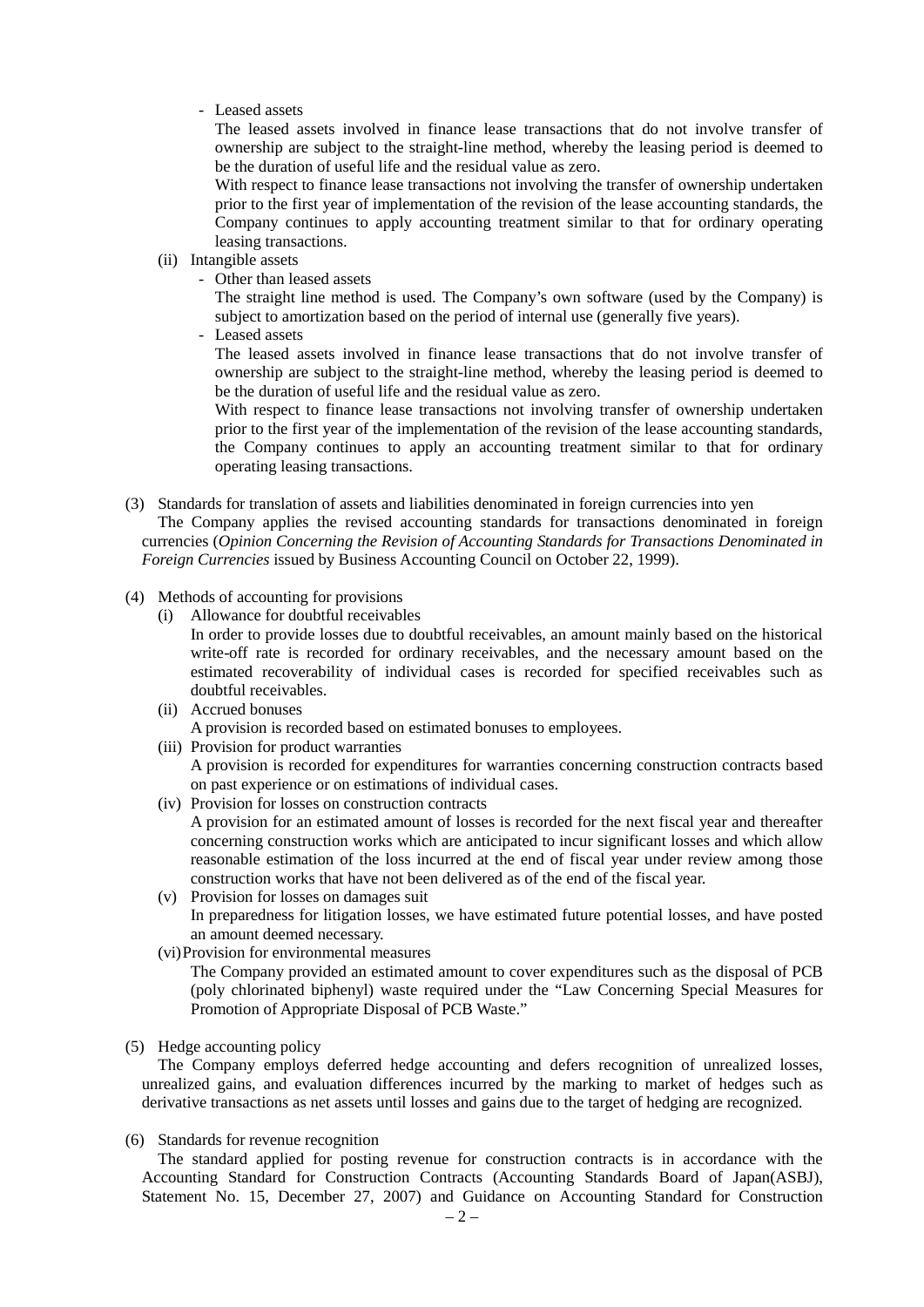- Leased assets

  The leased assets involved in finance lease transactions that do not involve transfer of ownership are subject to the straight-line method, whereby the leasing period is deemed to be the duration of useful life and the residual value as zero.

  With respect to finance lease transactions not involving the transfer of ownership undertaken prior to the first year of implementation of the revision of the lease accounting standards, the Company continues to apply accounting treatment similar to that for ordinary operating leasing transactions.

(ii) Intangible assets

- Other than leased assets

  The straight line method is used. The Company's own software (used by the Company) is subject to amortization based on the period of internal use (generally five years).

- Leased assets

  The leased assets involved in finance lease transactions that do not involve transfer of ownership are subject to the straight-line method, whereby the leasing period is deemed to be the duration of useful life and the residual value as zero.

  With respect to finance lease transactions not involving transfer of ownership undertaken prior to the first year of the implementation of the revision of the lease accounting standards, the Company continues to apply an accounting treatment similar to that for ordinary operating leasing transactions.

(3) Standards for translation of assets and liabilities denominated in foreign currencies into yen

The Company applies the revised accounting standards for transactions denominated in foreign currencies (*Opinion Concerning the Revision of Accounting Standards for Transactions Denominated in Foreign Currencies* issued by Business Accounting Council on October 22, 1999).

(4) Methods of accounting for provisions

(i) Allowance for doubtful receivables

In order to provide losses due to doubtful receivables, an amount mainly based on the historical write-off rate is recorded for ordinary receivables, and the necessary amount based on the estimated recoverability of individual cases is recorded for specified receivables such as doubtful receivables.

(ii) Accrued bonuses

A provision is recorded based on estimated bonuses to employees.

(iii) Provision for product warranties

A provision is recorded for expenditures for warranties concerning construction contracts based on past experience or on estimations of individual cases.

(iv) Provision for losses on construction contracts

A provision for an estimated amount of losses is recorded for the next fiscal year and thereafter concerning construction works which are anticipated to incur significant losses and which allow reasonable estimation of the loss incurred at the end of fiscal year under review among those construction works that have not been delivered as of the end of the fiscal year.

(v) Provision for losses on damages suit

In preparedness for litigation losses, we have estimated future potential losses, and have posted an amount deemed necessary.

(vi) Provision for environmental measures

The Company provided an estimated amount to cover expenditures such as the disposal of PCB (poly chlorinated biphenyl) waste required under the "Law Concerning Special Measures for Promotion of Appropriate Disposal of PCB Waste."

(5) Hedge accounting policy

The Company employs deferred hedge accounting and defers recognition of unrealized losses, unrealized gains, and evaluation differences incurred by the marking to market of hedges such as derivative transactions as net assets until losses and gains due to the target of hedging are recognized.

(6) Standards for revenue recognition

The standard applied for posting revenue for construction contracts is in accordance with the Accounting Standard for Construction Contracts (Accounting Standards Board of Japan(ASBJ), Statement No. 15, December 27, 2007) and Guidance on Accounting Standard for Construction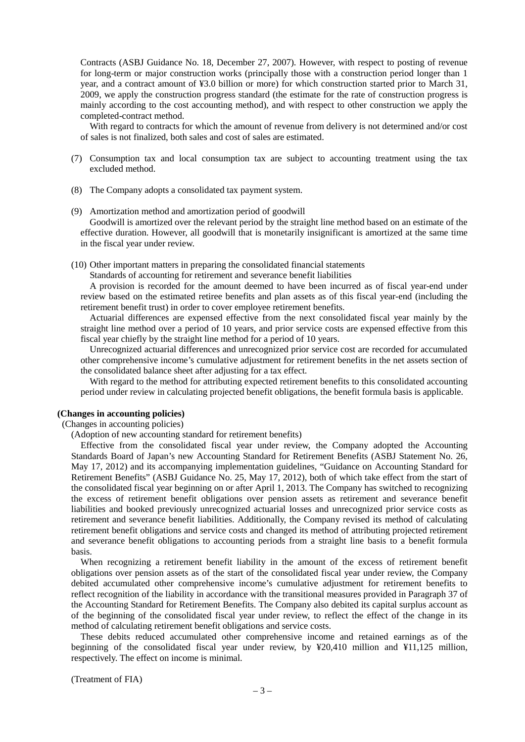Contracts (ASBJ Guidance No. 18, December 27, 2007). However, with respect to posting of revenue for long-term or major construction works (principally those with a construction period longer than 1 year, and a contract amount of ¥3.0 billion or more) for which construction started prior to March 31, 2009, we apply the construction progress standard (the estimate for the rate of construction progress is mainly according to the cost accounting method), and with respect to other construction we apply the completed-contract method.

With regard to contracts for which the amount of revenue from delivery is not determined and/or cost of sales is not finalized, both sales and cost of sales are estimated.

(7) Consumption tax and local consumption tax are subject to accounting treatment using the tax excluded method.

(8) The Company adopts a consolidated tax payment system.

(9) Amortization method and amortization period of goodwill

Goodwill is amortized over the relevant period by the straight line method based on an estimate of the effective duration. However, all goodwill that is monetarily insignificant is amortized at the same time in the fiscal year under review.

(10) Other important matters in preparing the consolidated financial statements

Standards of accounting for retirement and severance benefit liabilities

A provision is recorded for the amount deemed to have been incurred as of fiscal year-end under review based on the estimated retiree benefits and plan assets as of this fiscal year-end (including the retirement benefit trust) in order to cover employee retirement benefits.

Actuarial differences are expensed effective from the next consolidated fiscal year mainly by the straight line method over a period of 10 years, and prior service costs are expensed effective from this fiscal year chiefly by the straight line method for a period of 10 years.

Unrecognized actuarial differences and unrecognized prior service cost are recorded for accumulated other comprehensive income's cumulative adjustment for retirement benefits in the net assets section of the consolidated balance sheet after adjusting for a tax effect.

With regard to the method for attributing expected retirement benefits to this consolidated accounting period under review in calculating projected benefit obligations, the benefit formula basis is applicable.

**(Changes in accounting policies)**

(Changes in accounting policies)

(Adoption of new accounting standard for retirement benefits)

Effective from the consolidated fiscal year under review, the Company adopted the Accounting Standards Board of Japan's new Accounting Standard for Retirement Benefits (ASBJ Statement No. 26, May 17, 2012) and its accompanying implementation guidelines, "Guidance on Accounting Standard for Retirement Benefits" (ASBJ Guidance No. 25, May 17, 2012), both of which take effect from the start of the consolidated fiscal year beginning on or after April 1, 2013. The Company has switched to recognizing the excess of retirement benefit obligations over pension assets as retirement and severance benefit liabilities and booked previously unrecognized actuarial losses and unrecognized prior service costs as retirement and severance benefit liabilities. Additionally, the Company revised its method of calculating retirement benefit obligations and service costs and changed its method of attributing projected retirement and severance benefit obligations to accounting periods from a straight line basis to a benefit formula basis.

When recognizing a retirement benefit liability in the amount of the excess of retirement benefit obligations over pension assets as of the start of the consolidated fiscal year under review, the Company debited accumulated other comprehensive income's cumulative adjustment for retirement benefits to reflect recognition of the liability in accordance with the transitional measures provided in Paragraph 37 of the Accounting Standard for Retirement Benefits. The Company also debited its capital surplus account as of the beginning of the consolidated fiscal year under review, to reflect the effect of the change in its method of calculating retirement benefit obligations and service costs.

These debits reduced accumulated other comprehensive income and retained earnings as of the beginning of the consolidated fiscal year under review, by ¥20,410 million and ¥11,125 million, respectively. The effect on income is minimal.

(Treatment of FIA)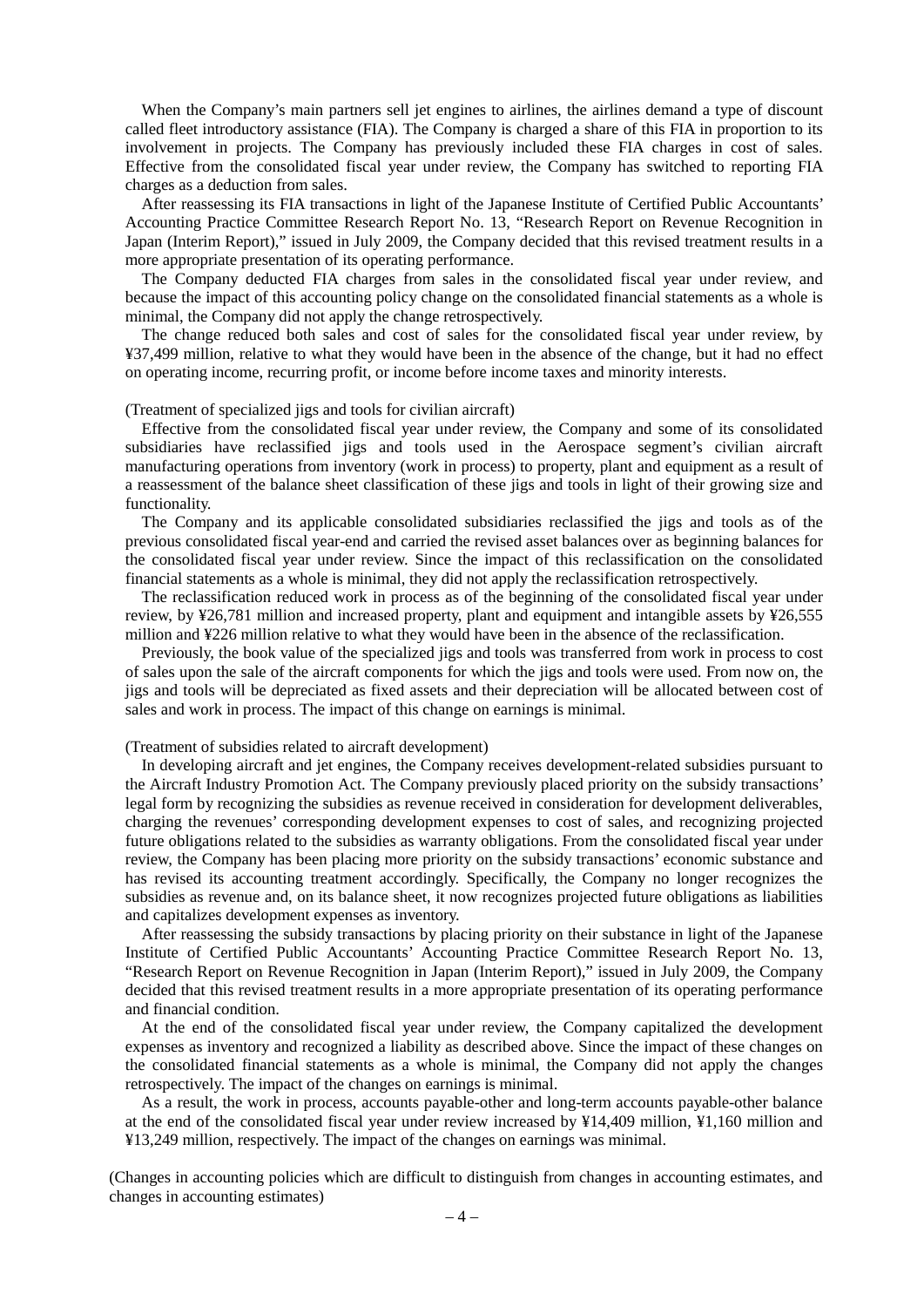When the Company's main partners sell jet engines to airlines, the airlines demand a type of discount called fleet introductory assistance (FIA). The Company is charged a share of this FIA in proportion to its involvement in projects. The Company has previously included these FIA charges in cost of sales. Effective from the consolidated fiscal year under review, the Company has switched to reporting FIA charges as a deduction from sales.

After reassessing its FIA transactions in light of the Japanese Institute of Certified Public Accountants' Accounting Practice Committee Research Report No. 13, "Research Report on Revenue Recognition in Japan (Interim Report)," issued in July 2009, the Company decided that this revised treatment results in a more appropriate presentation of its operating performance.

The Company deducted FIA charges from sales in the consolidated fiscal year under review, and because the impact of this accounting policy change on the consolidated financial statements as a whole is minimal, the Company did not apply the change retrospectively.

The change reduced both sales and cost of sales for the consolidated fiscal year under review, by ¥37,499 million, relative to what they would have been in the absence of the change, but it had no effect on operating income, recurring profit, or income before income taxes and minority interests.

(Treatment of specialized jigs and tools for civilian aircraft)

Effective from the consolidated fiscal year under review, the Company and some of its consolidated subsidiaries have reclassified jigs and tools used in the Aerospace segment's civilian aircraft manufacturing operations from inventory (work in process) to property, plant and equipment as a result of a reassessment of the balance sheet classification of these jigs and tools in light of their growing size and functionality.

The Company and its applicable consolidated subsidiaries reclassified the jigs and tools as of the previous consolidated fiscal year-end and carried the revised asset balances over as beginning balances for the consolidated fiscal year under review. Since the impact of this reclassification on the consolidated financial statements as a whole is minimal, they did not apply the reclassification retrospectively.

The reclassification reduced work in process as of the beginning of the consolidated fiscal year under review, by ¥26,781 million and increased property, plant and equipment and intangible assets by ¥26,555 million and ¥226 million relative to what they would have been in the absence of the reclassification.

Previously, the book value of the specialized jigs and tools was transferred from work in process to cost of sales upon the sale of the aircraft components for which the jigs and tools were used. From now on, the jigs and tools will be depreciated as fixed assets and their depreciation will be allocated between cost of sales and work in process. The impact of this change on earnings is minimal.

(Treatment of subsidies related to aircraft development)

In developing aircraft and jet engines, the Company receives development-related subsidies pursuant to the Aircraft Industry Promotion Act. The Company previously placed priority on the subsidy transactions' legal form by recognizing the subsidies as revenue received in consideration for development deliverables, charging the revenues' corresponding development expenses to cost of sales, and recognizing projected future obligations related to the subsidies as warranty obligations. From the consolidated fiscal year under review, the Company has been placing more priority on the subsidy transactions' economic substance and has revised its accounting treatment accordingly. Specifically, the Company no longer recognizes the subsidies as revenue and, on its balance sheet, it now recognizes projected future obligations as liabilities and capitalizes development expenses as inventory.

After reassessing the subsidy transactions by placing priority on their substance in light of the Japanese Institute of Certified Public Accountants' Accounting Practice Committee Research Report No. 13, "Research Report on Revenue Recognition in Japan (Interim Report)," issued in July 2009, the Company decided that this revised treatment results in a more appropriate presentation of its operating performance and financial condition.

At the end of the consolidated fiscal year under review, the Company capitalized the development expenses as inventory and recognized a liability as described above. Since the impact of these changes on the consolidated financial statements as a whole is minimal, the Company did not apply the changes retrospectively. The impact of the changes on earnings is minimal.

As a result, the work in process, accounts payable-other and long-term accounts payable-other balance at the end of the consolidated fiscal year under review increased by ¥14,409 million, ¥1,160 million and ¥13,249 million, respectively. The impact of the changes on earnings was minimal.

(Changes in accounting policies which are difficult to distinguish from changes in accounting estimates, and changes in accounting estimates)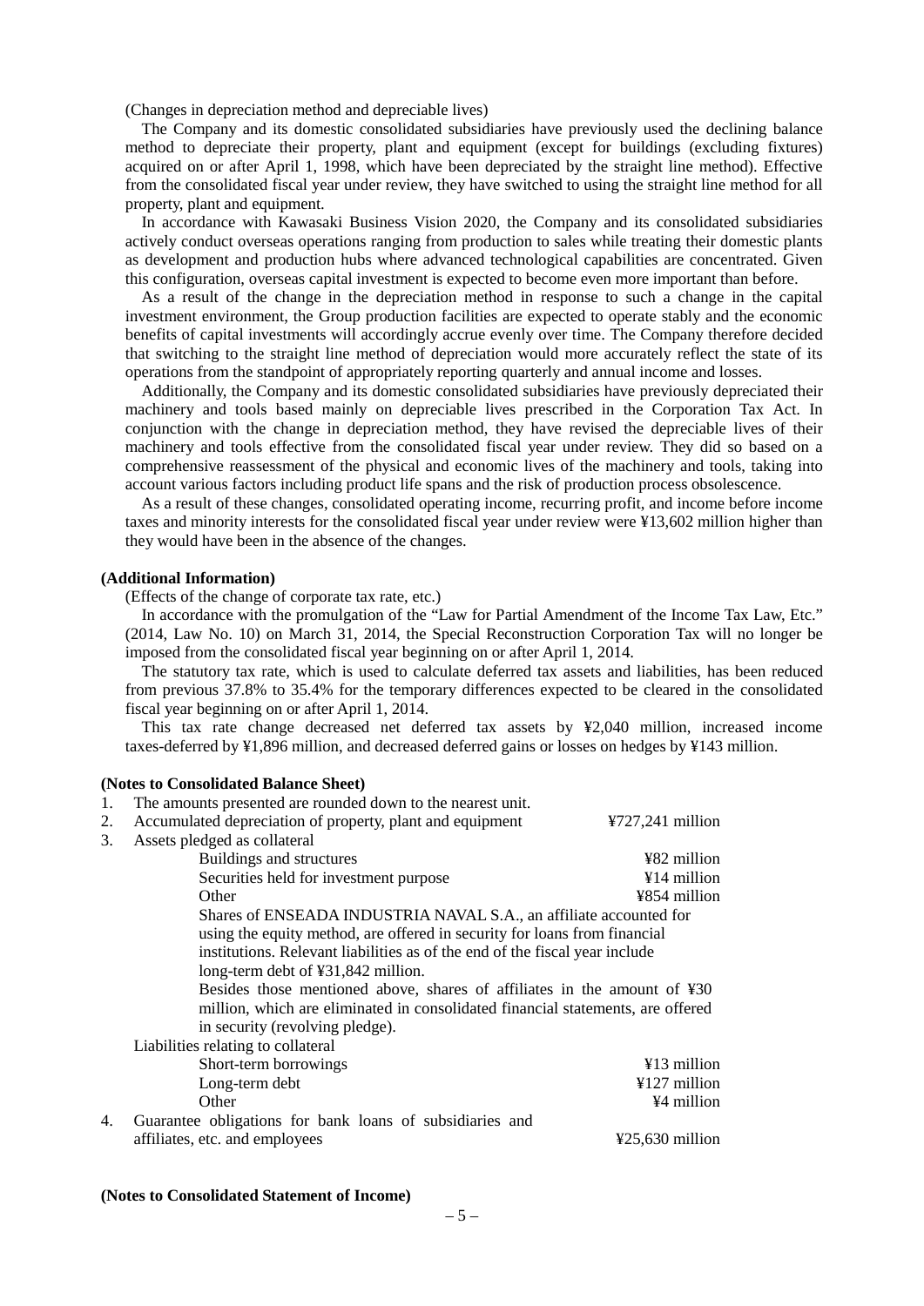(Changes in depreciation method and depreciable lives)

The Company and its domestic consolidated subsidiaries have previously used the declining balance method to depreciate their property, plant and equipment (except for buildings (excluding fixtures) acquired on or after April 1, 1998, which have been depreciated by the straight line method). Effective from the consolidated fiscal year under review, they have switched to using the straight line method for all property, plant and equipment.

In accordance with Kawasaki Business Vision 2020, the Company and its consolidated subsidiaries actively conduct overseas operations ranging from production to sales while treating their domestic plants as development and production hubs where advanced technological capabilities are concentrated. Given this configuration, overseas capital investment is expected to become even more important than before.

As a result of the change in the depreciation method in response to such a change in the capital investment environment, the Group production facilities are expected to operate stably and the economic benefits of capital investments will accordingly accrue evenly over time. The Company therefore decided that switching to the straight line method of depreciation would more accurately reflect the state of its operations from the standpoint of appropriately reporting quarterly and annual income and losses.

Additionally, the Company and its domestic consolidated subsidiaries have previously depreciated their machinery and tools based mainly on depreciable lives prescribed in the Corporation Tax Act. In conjunction with the change in depreciation method, they have revised the depreciable lives of their machinery and tools effective from the consolidated fiscal year under review. They did so based on a comprehensive reassessment of the physical and economic lives of the machinery and tools, taking into account various factors including product life spans and the risk of production process obsolescence.

As a result of these changes, consolidated operating income, recurring profit, and income before income taxes and minority interests for the consolidated fiscal year under review were ¥13,602 million higher than they would have been in the absence of the changes.

**(Additional Information)**

(Effects of the change of corporate tax rate, etc.)

In accordance with the promulgation of the "Law for Partial Amendment of the Income Tax Law, Etc." (2014, Law No. 10) on March 31, 2014, the Special Reconstruction Corporation Tax will no longer be imposed from the consolidated fiscal year beginning on or after April 1, 2014.

The statutory tax rate, which is used to calculate deferred tax assets and liabilities, has been reduced from previous 37.8% to 35.4% for the temporary differences expected to be cleared in the consolidated fiscal year beginning on or after April 1, 2014.

This tax rate change decreased net deferred tax assets by ¥2,040 million, increased income taxes-deferred by ¥1,896 million, and decreased deferred gains or losses on hedges by ¥143 million.

**(Notes to Consolidated Balance Sheet)**

1. The amounts presented are rounded down to the nearest unit.
2. Accumulated depreciation of property, plant and equipment ¥727,241 million
3. Assets pledged as collateral

| | |
|---|---|
| Buildings and structures | ¥82 million |
| Securities held for investment purpose | ¥14 million |
| Other | ¥854 million |

Shares of ENSEADA INDUSTRIA NAVAL S.A., an affiliate accounted for using the equity method, are offered in security for loans from financial institutions. Relevant liabilities as of the end of the fiscal year include long-term debt of ¥31,842 million.

Besides those mentioned above, shares of affiliates in the amount of ¥30 million, which are eliminated in consolidated financial statements, are offered in security (revolving pledge).

Liabilities relating to collateral

| | |
|---|---|
| Short-term borrowings | ¥13 million |
| Long-term debt | ¥127 million |
| Other | ¥4 million |

4. Guarantee obligations for bank loans of subsidiaries and affiliates, etc. and employees ¥25,630 million

**(Notes to Consolidated Statement of Income)**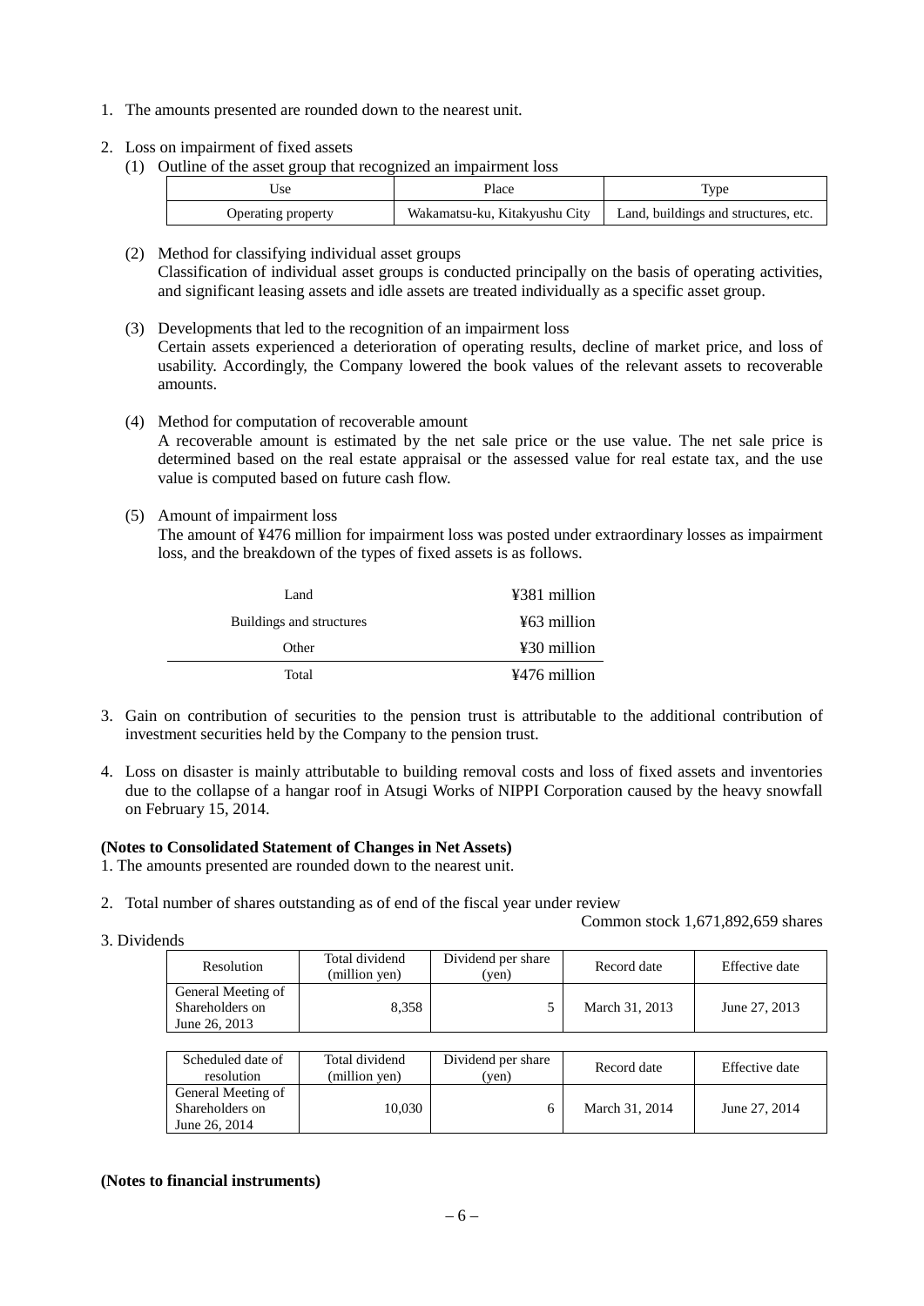1. The amounts presented are rounded down to the nearest unit.

2. Loss on impairment of fixed assets

   (1) Outline of the asset group that recognized an impairment loss

| Use | Place | Type |
|---|---|---|
| Operating property | Wakamatsu-ku, Kitakyushu City | Land, buildings and structures, etc. |

   (2) Method for classifying individual asset groups
   Classification of individual asset groups is conducted principally on the basis of operating activities, and significant leasing assets and idle assets are treated individually as a specific asset group.

   (3) Developments that led to the recognition of an impairment loss
   Certain assets experienced a deterioration of operating results, decline of market price, and loss of usability. Accordingly, the Company lowered the book values of the relevant assets to recoverable amounts.

   (4) Method for computation of recoverable amount
   A recoverable amount is estimated by the net sale price or the use value. The net sale price is determined based on the real estate appraisal or the assessed value for real estate tax, and the use value is computed based on future cash flow.

   (5) Amount of impairment loss
   The amount of ¥476 million for impairment loss was posted under extraordinary losses as impairment loss, and the breakdown of the types of fixed assets is as follows.

| | |
|---|---|
| Land | ¥381 million |
| Buildings and structures | ¥63 million |
| Other | ¥30 million |
| Total | ¥476 million |

3. Gain on contribution of securities to the pension trust is attributable to the additional contribution of investment securities held by the Company to the pension trust.

4. Loss on disaster is mainly attributable to building removal costs and loss of fixed assets and inventories due to the collapse of a hangar roof in Atsugi Works of NIPPI Corporation caused by the heavy snowfall on February 15, 2014.

**(Notes to Consolidated Statement of Changes in Net Assets)**

1. The amounts presented are rounded down to the nearest unit.

2. Total number of shares outstanding as of end of the fiscal year under review

   Common stock 1,671,892,659 shares

3. Dividends

| Resolution | Total dividend (million yen) | Dividend per share (yen) | Record date | Effective date |
|---|---|---|---|---|
| General Meeting of Shareholders on June 26, 2013 | 8,358 | 5 | March 31, 2013 | June 27, 2013 |

| Scheduled date of resolution | Total dividend (million yen) | Dividend per share (yen) | Record date | Effective date |
|---|---|---|---|---|
| General Meeting of Shareholders on June 26, 2014 | 10,030 | 6 | March 31, 2014 | June 27, 2014 |

**(Notes to financial instruments)**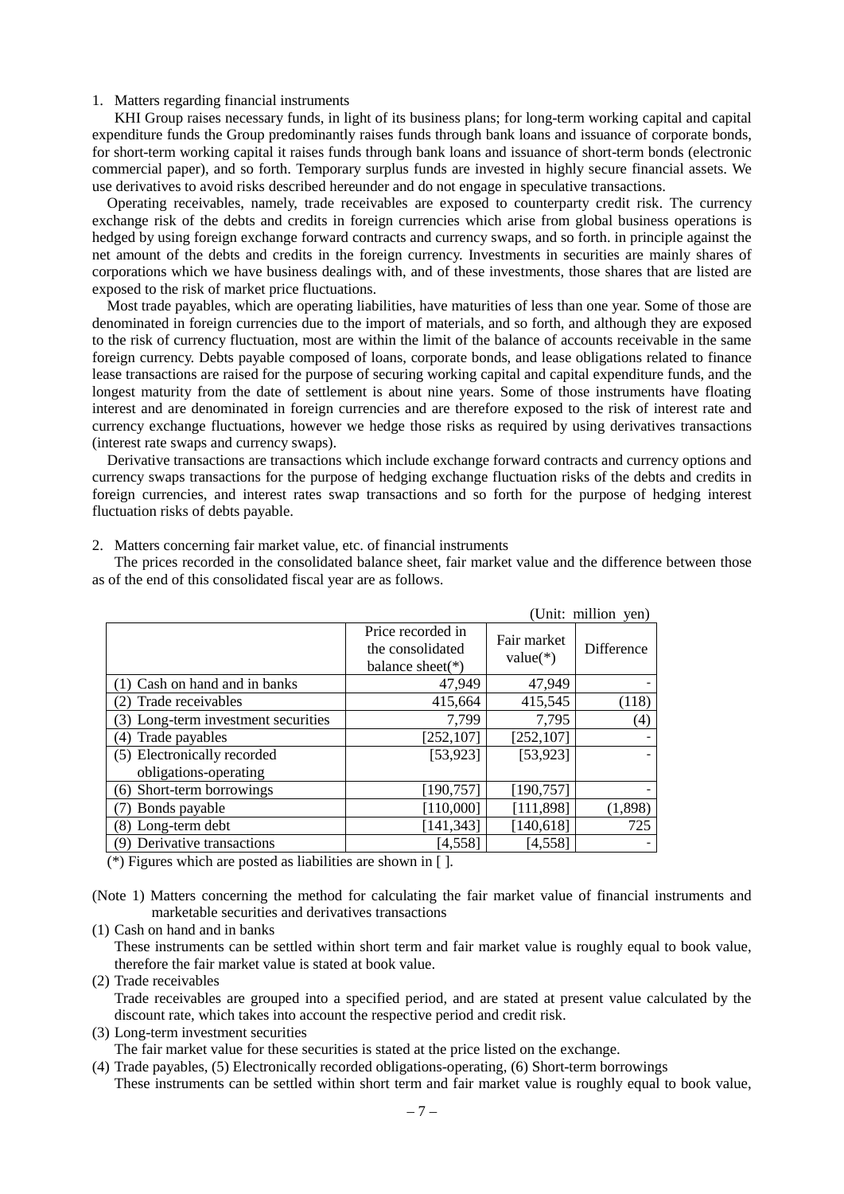1. Matters regarding financial instruments

KHI Group raises necessary funds, in light of its business plans; for long-term working capital and capital expenditure funds the Group predominantly raises funds through bank loans and issuance of corporate bonds, for short-term working capital it raises funds through bank loans and issuance of short-term bonds (electronic commercial paper), and so forth. Temporary surplus funds are invested in highly secure financial assets. We use derivatives to avoid risks described hereunder and do not engage in speculative transactions.

Operating receivables, namely, trade receivables are exposed to counterparty credit risk. The currency exchange risk of the debts and credits in foreign currencies which arise from global business operations is hedged by using foreign exchange forward contracts and currency swaps, and so forth. in principle against the net amount of the debts and credits in the foreign currency. Investments in securities are mainly shares of corporations which we have business dealings with, and of these investments, those shares that are listed are exposed to the risk of market price fluctuations.

Most trade payables, which are operating liabilities, have maturities of less than one year. Some of those are denominated in foreign currencies due to the import of materials, and so forth, and although they are exposed to the risk of currency fluctuation, most are within the limit of the balance of accounts receivable in the same foreign currency. Debts payable composed of loans, corporate bonds, and lease obligations related to finance lease transactions are raised for the purpose of securing working capital and capital expenditure funds, and the longest maturity from the date of settlement is about nine years. Some of those instruments have floating interest and are denominated in foreign currencies and are therefore exposed to the risk of interest rate and currency exchange fluctuations, however we hedge those risks as required by using derivatives transactions (interest rate swaps and currency swaps).

Derivative transactions are transactions which include exchange forward contracts and currency options and currency swaps transactions for the purpose of hedging exchange fluctuation risks of the debts and credits in foreign currencies, and interest rates swap transactions and so forth for the purpose of hedging interest fluctuation risks of debts payable.

2. Matters concerning fair market value, etc. of financial instruments

The prices recorded in the consolidated balance sheet, fair market value and the difference between those as of the end of this consolidated fiscal year are as follows.

(Unit: million yen)

| | Price recorded in the consolidated balance sheet(*) | Fair market value(*) | Difference |
|---|---|---|---|
| (1) Cash on hand and in banks | 47,949 | 47,949 | - |
| (2) Trade receivables | 415,664 | 415,545 | (118) |
| (3) Long-term investment securities | 7,799 | 7,795 | (4) |
| (4) Trade payables | [252,107] | [252,107] | - |
| (5) Electronically recorded obligations-operating | [53,923] | [53,923] | - |
| (6) Short-term borrowings | [190,757] | [190,757] | - |
| (7) Bonds payable | [110,000] | [111,898] | (1,898) |
| (8) Long-term debt | [141,343] | [140,618] | 725 |
| (9) Derivative transactions | [4,558] | [4,558] | - |

(*) Figures which are posted as liabilities are shown in [ ].

(Note 1) Matters concerning the method for calculating the fair market value of financial instruments and marketable securities and derivatives transactions

(1) Cash on hand and in banks

These instruments can be settled within short term and fair market value is roughly equal to book value, therefore the fair market value is stated at book value.

(2) Trade receivables

Trade receivables are grouped into a specified period, and are stated at present value calculated by the discount rate, which takes into account the respective period and credit risk.

(3) Long-term investment securities

The fair market value for these securities is stated at the price listed on the exchange.

(4) Trade payables, (5) Electronically recorded obligations-operating, (6) Short-term borrowings

These instruments can be settled within short term and fair market value is roughly equal to book value,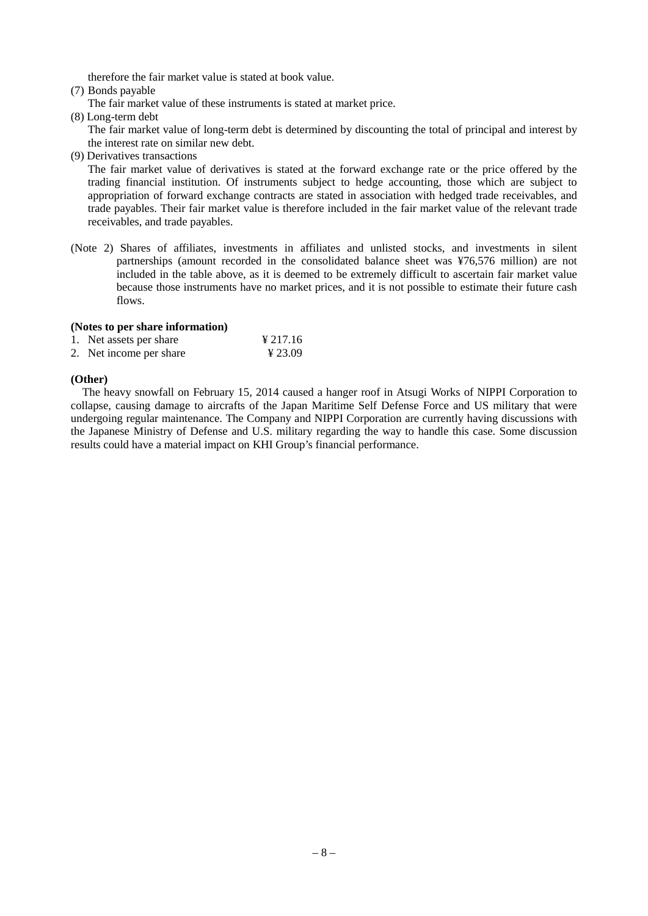therefore the fair market value is stated at book value.

(7) Bonds payable

The fair market value of these instruments is stated at market price.

(8) Long-term debt

The fair market value of long-term debt is determined by discounting the total of principal and interest by the interest rate on similar new debt.

(9) Derivatives transactions

The fair market value of derivatives is stated at the forward exchange rate or the price offered by the trading financial institution. Of instruments subject to hedge accounting, those which are subject to appropriation of forward exchange contracts are stated in association with hedged trade receivables, and trade payables. Their fair market value is therefore included in the fair market value of the relevant trade receivables, and trade payables.

(Note 2) Shares of affiliates, investments in affiliates and unlisted stocks, and investments in silent partnerships (amount recorded in the consolidated balance sheet was ¥76,576 million) are not included in the table above, as it is deemed to be extremely difficult to ascertain fair market value because those instruments have no market prices, and it is not possible to estimate their future cash flows.

**(Notes to per share information)**

1. Net assets per share ¥ 217.16
2. Net income per share ¥ 23.09

**(Other)**

The heavy snowfall on February 15, 2014 caused a hanger roof in Atsugi Works of NIPPI Corporation to collapse, causing damage to aircrafts of the Japan Maritime Self Defense Force and US military that were undergoing regular maintenance. The Company and NIPPI Corporation are currently having discussions with the Japanese Ministry of Defense and U.S. military regarding the way to handle this case. Some discussion results could have a material impact on KHI Group's financial performance.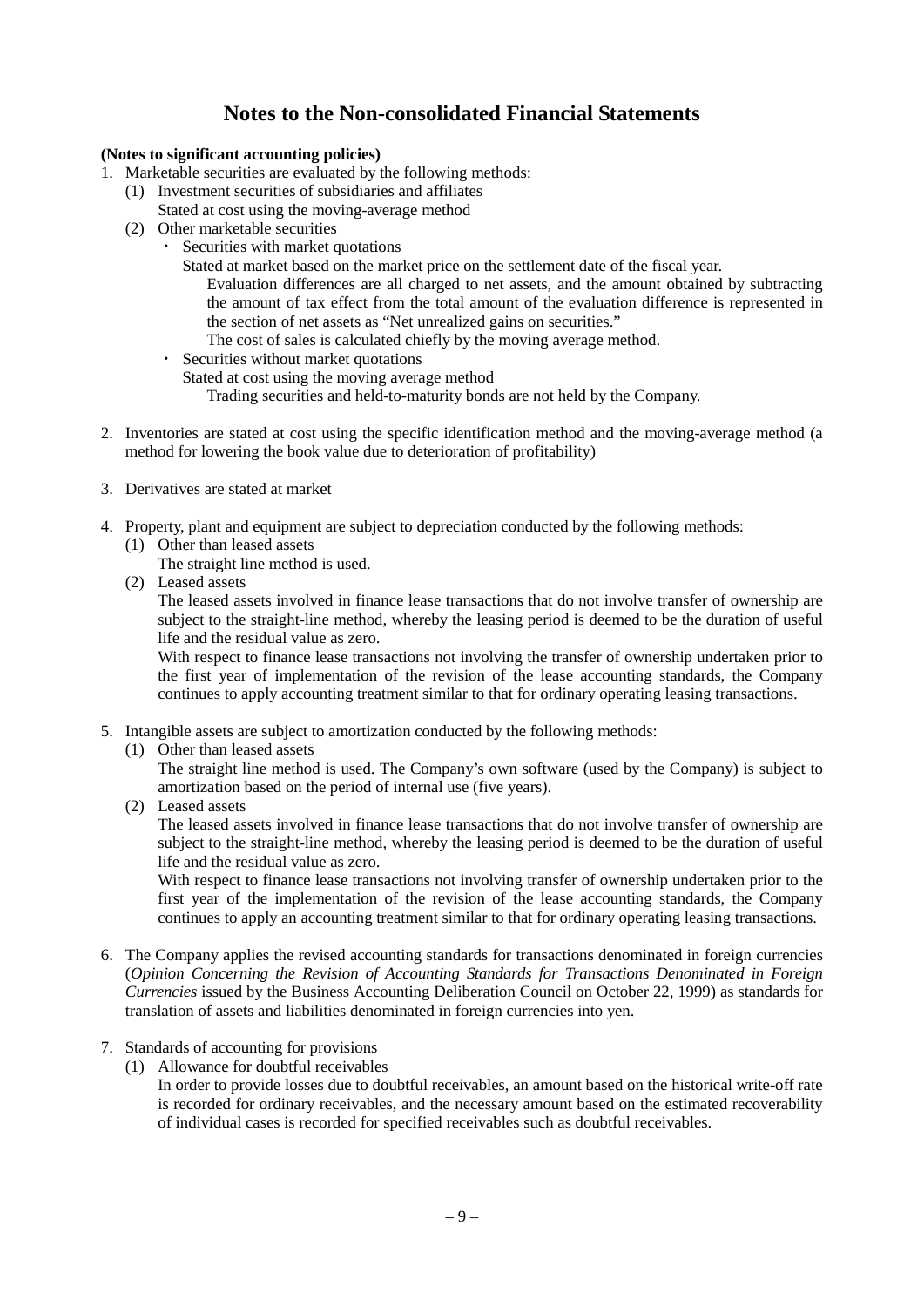# Notes to the Non-consolidated Financial Statements

**(Notes to significant accounting policies)**

1. Marketable securities are evaluated by the following methods:
   (1) Investment securities of subsidiaries and affiliates
   Stated at cost using the moving-average method
   (2) Other marketable securities
   - Securities with market quotations
     Stated at market based on the market price on the settlement date of the fiscal year.
     Evaluation differences are all charged to net assets, and the amount obtained by subtracting the amount of tax effect from the total amount of the evaluation difference is represented in the section of net assets as "Net unrealized gains on securities."
     The cost of sales is calculated chiefly by the moving average method.
   - Securities without market quotations
     Stated at cost using the moving average method
     Trading securities and held-to-maturity bonds are not held by the Company.

2. Inventories are stated at cost using the specific identification method and the moving-average method (a method for lowering the book value due to deterioration of profitability)

3. Derivatives are stated at market

4. Property, plant and equipment are subject to depreciation conducted by the following methods:
   (1) Other than leased assets
   The straight line method is used.
   (2) Leased assets
   The leased assets involved in finance lease transactions that do not involve transfer of ownership are subject to the straight-line method, whereby the leasing period is deemed to be the duration of useful life and the residual value as zero.
   With respect to finance lease transactions not involving the transfer of ownership undertaken prior to the first year of implementation of the revision of the lease accounting standards, the Company continues to apply accounting treatment similar to that for ordinary operating leasing transactions.

5. Intangible assets are subject to amortization conducted by the following methods:
   (1) Other than leased assets
   The straight line method is used. The Company's own software (used by the Company) is subject to amortization based on the period of internal use (five years).
   (2) Leased assets
   The leased assets involved in finance lease transactions that do not involve transfer of ownership are subject to the straight-line method, whereby the leasing period is deemed to be the duration of useful life and the residual value as zero.
   With respect to finance lease transactions not involving transfer of ownership undertaken prior to the first year of the implementation of the revision of the lease accounting standards, the Company continues to apply an accounting treatment similar to that for ordinary operating leasing transactions.

6. The Company applies the revised accounting standards for transactions denominated in foreign currencies (*Opinion Concerning the Revision of Accounting Standards for Transactions Denominated in Foreign Currencies* issued by the Business Accounting Deliberation Council on October 22, 1999) as standards for translation of assets and liabilities denominated in foreign currencies into yen.

7. Standards of accounting for provisions
   (1) Allowance for doubtful receivables
   In order to provide losses due to doubtful receivables, an amount based on the historical write-off rate is recorded for ordinary receivables, and the necessary amount based on the estimated recoverability of individual cases is recorded for specified receivables such as doubtful receivables.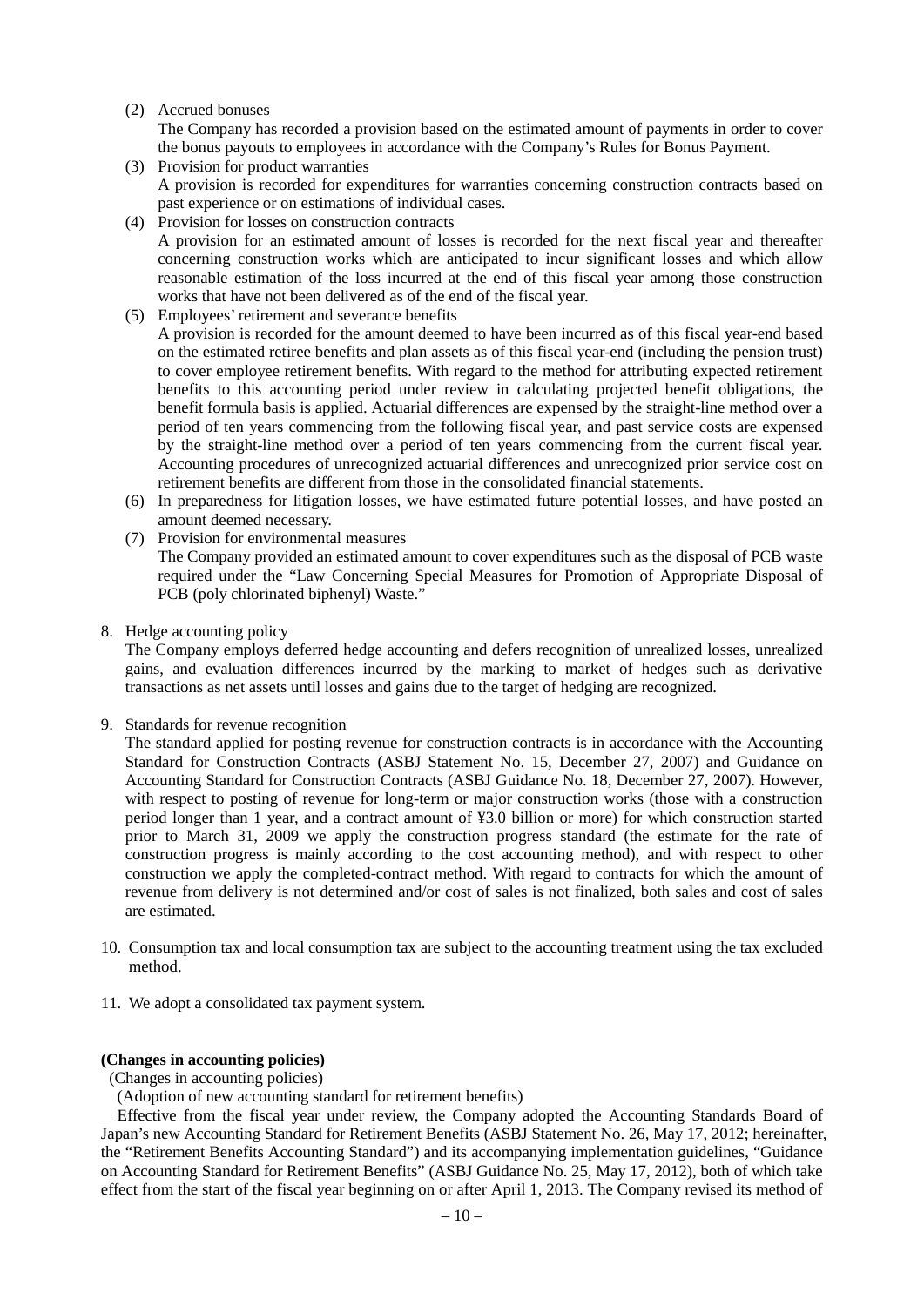(2) Accrued bonuses

The Company has recorded a provision based on the estimated amount of payments in order to cover the bonus payouts to employees in accordance with the Company's Rules for Bonus Payment.

(3) Provision for product warranties

A provision is recorded for expenditures for warranties concerning construction contracts based on past experience or on estimations of individual cases.

(4) Provision for losses on construction contracts

A provision for an estimated amount of losses is recorded for the next fiscal year and thereafter concerning construction works which are anticipated to incur significant losses and which allow reasonable estimation of the loss incurred at the end of this fiscal year among those construction works that have not been delivered as of the end of the fiscal year.

(5) Employees' retirement and severance benefits

A provision is recorded for the amount deemed to have been incurred as of this fiscal year-end based on the estimated retiree benefits and plan assets as of this fiscal year-end (including the pension trust) to cover employee retirement benefits. With regard to the method for attributing expected retirement benefits to this accounting period under review in calculating projected benefit obligations, the benefit formula basis is applied. Actuarial differences are expensed by the straight-line method over a period of ten years commencing from the following fiscal year, and past service costs are expensed by the straight-line method over a period of ten years commencing from the current fiscal year. Accounting procedures of unrecognized actuarial differences and unrecognized prior service cost on retirement benefits are different from those in the consolidated financial statements.

(6) In preparedness for litigation losses, we have estimated future potential losses, and have posted an amount deemed necessary.

(7) Provision for environmental measures

The Company provided an estimated amount to cover expenditures such as the disposal of PCB waste required under the "Law Concerning Special Measures for Promotion of Appropriate Disposal of PCB (poly chlorinated biphenyl) Waste."

8. Hedge accounting policy

The Company employs deferred hedge accounting and defers recognition of unrealized losses, unrealized gains, and evaluation differences incurred by the marking to market of hedges such as derivative transactions as net assets until losses and gains due to the target of hedging are recognized.

9. Standards for revenue recognition

The standard applied for posting revenue for construction contracts is in accordance with the Accounting Standard for Construction Contracts (ASBJ Statement No. 15, December 27, 2007) and Guidance on Accounting Standard for Construction Contracts (ASBJ Guidance No. 18, December 27, 2007). However, with respect to posting of revenue for long-term or major construction works (those with a construction period longer than 1 year, and a contract amount of ¥3.0 billion or more) for which construction started prior to March 31, 2009 we apply the construction progress standard (the estimate for the rate of construction progress is mainly according to the cost accounting method), and with respect to other construction we apply the completed-contract method. With regard to contracts for which the amount of revenue from delivery is not determined and/or cost of sales is not finalized, both sales and cost of sales are estimated.

10. Consumption tax and local consumption tax are subject to the accounting treatment using the tax excluded method.

11. We adopt a consolidated tax payment system.

**(Changes in accounting policies)**

(Changes in accounting policies)

(Adoption of new accounting standard for retirement benefits)

Effective from the fiscal year under review, the Company adopted the Accounting Standards Board of Japan's new Accounting Standard for Retirement Benefits (ASBJ Statement No. 26, May 17, 2012; hereinafter, the "Retirement Benefits Accounting Standard") and its accompanying implementation guidelines, "Guidance on Accounting Standard for Retirement Benefits" (ASBJ Guidance No. 25, May 17, 2012), both of which take effect from the start of the fiscal year beginning on or after April 1, 2013. The Company revised its method of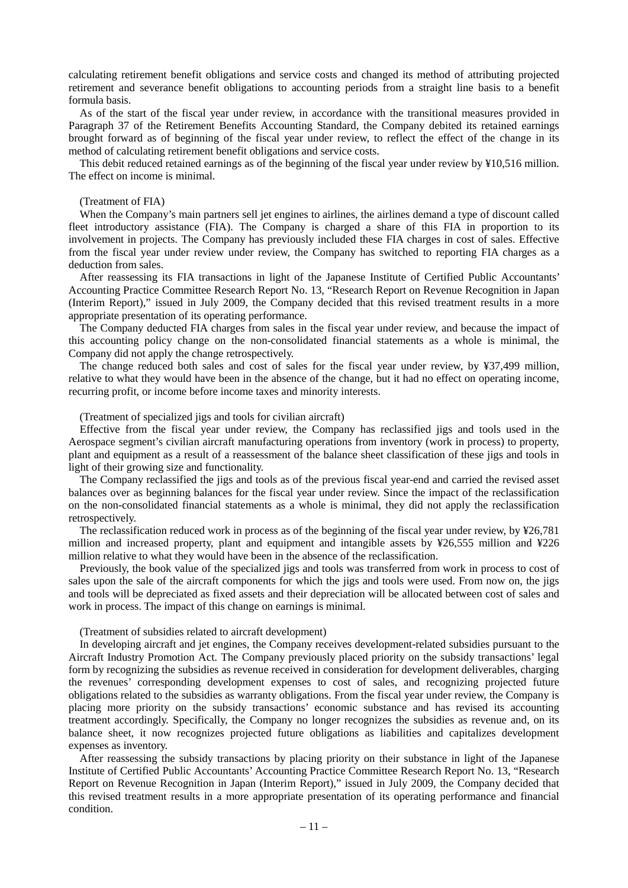calculating retirement benefit obligations and service costs and changed its method of attributing projected retirement and severance benefit obligations to accounting periods from a straight line basis to a benefit formula basis.

As of the start of the fiscal year under review, in accordance with the transitional measures provided in Paragraph 37 of the Retirement Benefits Accounting Standard, the Company debited its retained earnings brought forward as of beginning of the fiscal year under review, to reflect the effect of the change in its method of calculating retirement benefit obligations and service costs.

This debit reduced retained earnings as of the beginning of the fiscal year under review by ¥10,516 million. The effect on income is minimal.

(Treatment of FIA)

When the Company's main partners sell jet engines to airlines, the airlines demand a type of discount called fleet introductory assistance (FIA). The Company is charged a share of this FIA in proportion to its involvement in projects. The Company has previously included these FIA charges in cost of sales. Effective from the fiscal year under review under review, the Company has switched to reporting FIA charges as a deduction from sales.

After reassessing its FIA transactions in light of the Japanese Institute of Certified Public Accountants' Accounting Practice Committee Research Report No. 13, "Research Report on Revenue Recognition in Japan (Interim Report)," issued in July 2009, the Company decided that this revised treatment results in a more appropriate presentation of its operating performance.

The Company deducted FIA charges from sales in the fiscal year under review, and because the impact of this accounting policy change on the non-consolidated financial statements as a whole is minimal, the Company did not apply the change retrospectively.

The change reduced both sales and cost of sales for the fiscal year under review, by ¥37,499 million, relative to what they would have been in the absence of the change, but it had no effect on operating income, recurring profit, or income before income taxes and minority interests.

(Treatment of specialized jigs and tools for civilian aircraft)

Effective from the fiscal year under review, the Company has reclassified jigs and tools used in the Aerospace segment's civilian aircraft manufacturing operations from inventory (work in process) to property, plant and equipment as a result of a reassessment of the balance sheet classification of these jigs and tools in light of their growing size and functionality.

The Company reclassified the jigs and tools as of the previous fiscal year-end and carried the revised asset balances over as beginning balances for the fiscal year under review. Since the impact of the reclassification on the non-consolidated financial statements as a whole is minimal, they did not apply the reclassification retrospectively.

The reclassification reduced work in process as of the beginning of the fiscal year under review, by ¥26,781 million and increased property, plant and equipment and intangible assets by ¥26,555 million and ¥226 million relative to what they would have been in the absence of the reclassification.

Previously, the book value of the specialized jigs and tools was transferred from work in process to cost of sales upon the sale of the aircraft components for which the jigs and tools were used. From now on, the jigs and tools will be depreciated as fixed assets and their depreciation will be allocated between cost of sales and work in process. The impact of this change on earnings is minimal.

(Treatment of subsidies related to aircraft development)

In developing aircraft and jet engines, the Company receives development-related subsidies pursuant to the Aircraft Industry Promotion Act. The Company previously placed priority on the subsidy transactions' legal form by recognizing the subsidies as revenue received in consideration for development deliverables, charging the revenues' corresponding development expenses to cost of sales, and recognizing projected future obligations related to the subsidies as warranty obligations. From the fiscal year under review, the Company is placing more priority on the subsidy transactions' economic substance and has revised its accounting treatment accordingly. Specifically, the Company no longer recognizes the subsidies as revenue and, on its balance sheet, it now recognizes projected future obligations as liabilities and capitalizes development expenses as inventory.

After reassessing the subsidy transactions by placing priority on their substance in light of the Japanese Institute of Certified Public Accountants' Accounting Practice Committee Research Report No. 13, "Research Report on Revenue Recognition in Japan (Interim Report)," issued in July 2009, the Company decided that this revised treatment results in a more appropriate presentation of its operating performance and financial condition.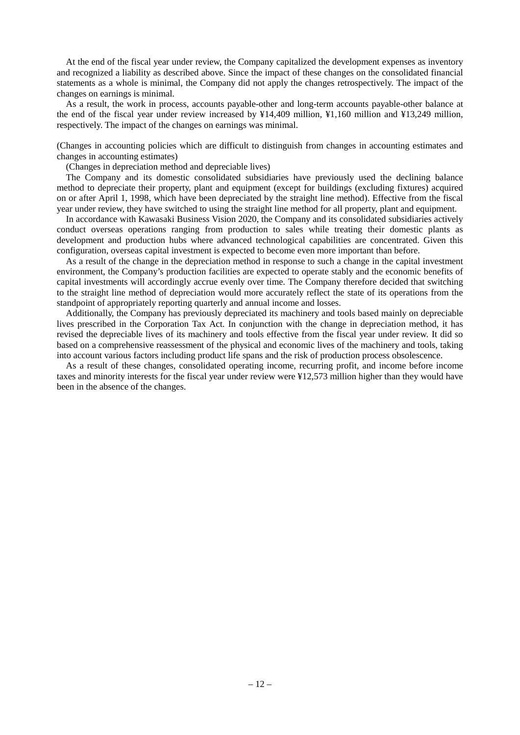At the end of the fiscal year under review, the Company capitalized the development expenses as inventory and recognized a liability as described above. Since the impact of these changes on the consolidated financial statements as a whole is minimal, the Company did not apply the changes retrospectively. The impact of the changes on earnings is minimal.

As a result, the work in process, accounts payable-other and long-term accounts payable-other balance at the end of the fiscal year under review increased by ¥14,409 million, ¥1,160 million and ¥13,249 million, respectively. The impact of the changes on earnings was minimal.

(Changes in accounting policies which are difficult to distinguish from changes in accounting estimates and changes in accounting estimates)

(Changes in depreciation method and depreciable lives)

The Company and its domestic consolidated subsidiaries have previously used the declining balance method to depreciate their property, plant and equipment (except for buildings (excluding fixtures) acquired on or after April 1, 1998, which have been depreciated by the straight line method). Effective from the fiscal year under review, they have switched to using the straight line method for all property, plant and equipment.

In accordance with Kawasaki Business Vision 2020, the Company and its consolidated subsidiaries actively conduct overseas operations ranging from production to sales while treating their domestic plants as development and production hubs where advanced technological capabilities are concentrated. Given this configuration, overseas capital investment is expected to become even more important than before.

As a result of the change in the depreciation method in response to such a change in the capital investment environment, the Company's production facilities are expected to operate stably and the economic benefits of capital investments will accordingly accrue evenly over time. The Company therefore decided that switching to the straight line method of depreciation would more accurately reflect the state of its operations from the standpoint of appropriately reporting quarterly and annual income and losses.

Additionally, the Company has previously depreciated its machinery and tools based mainly on depreciable lives prescribed in the Corporation Tax Act. In conjunction with the change in depreciation method, it has revised the depreciable lives of its machinery and tools effective from the fiscal year under review. It did so based on a comprehensive reassessment of the physical and economic lives of the machinery and tools, taking into account various factors including product life spans and the risk of production process obsolescence.

As a result of these changes, consolidated operating income, recurring profit, and income before income taxes and minority interests for the fiscal year under review were ¥12,573 million higher than they would have been in the absence of the changes.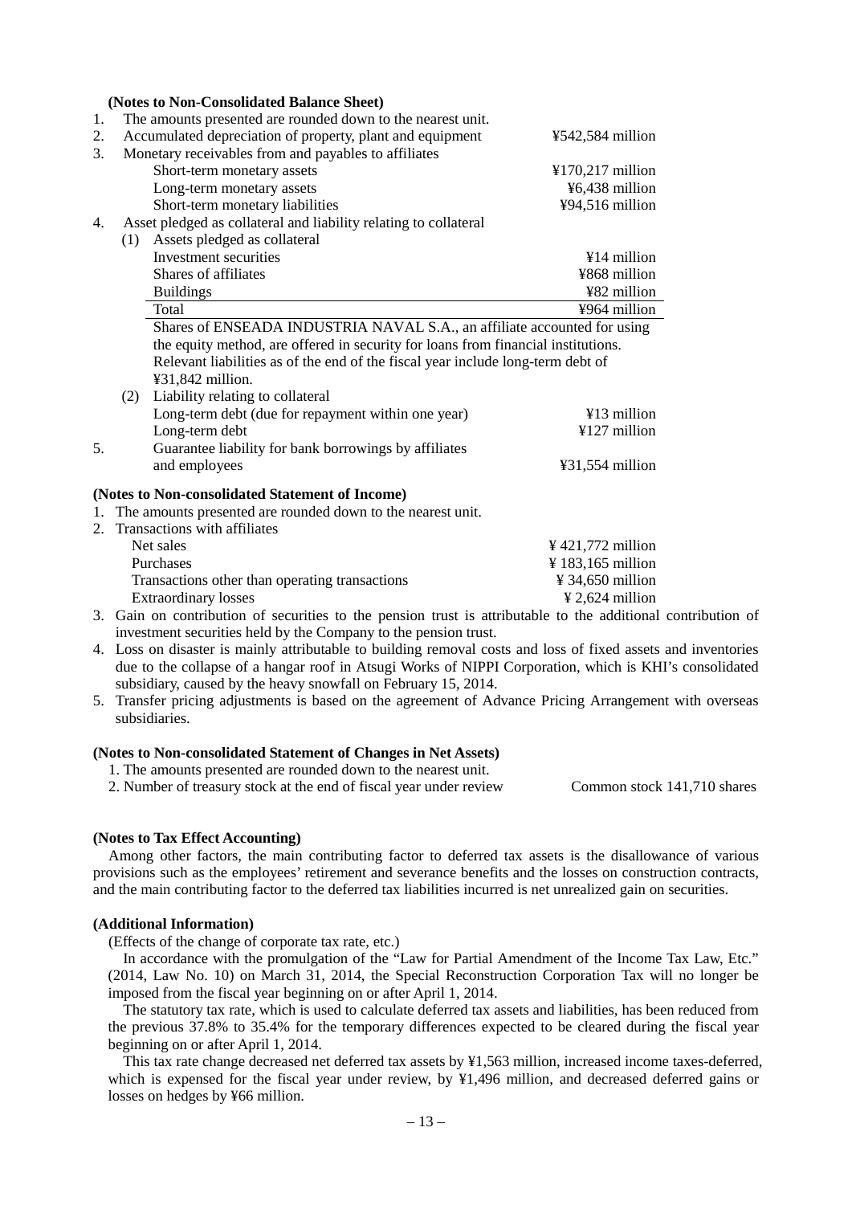**(Notes to Non-Consolidated Balance Sheet)**

1. The amounts presented are rounded down to the nearest unit.
2. Accumulated depreciation of property, plant and equipment ¥542,584 million
3. Monetary receivables from and payables to affiliates

| | |
|---|---|
| Short-term monetary assets | ¥170,217 million |
| Long-term monetary assets | ¥6,438 million |
| Short-term monetary liabilities | ¥94,516 million |

4. Asset pledged as collateral and liability relating to collateral

(1) Assets pledged as collateral

| | |
|---|---|
| Investment securities | ¥14 million |
| Shares of affiliates | ¥868 million |
| Buildings | ¥82 million |
| Total | ¥964 million |

Shares of ENSEADA INDUSTRIA NAVAL S.A., an affiliate accounted for using the equity method, are offered in security for loans from financial institutions. Relevant liabilities as of the end of the fiscal year include long-term debt of ¥31,842 million.

(2) Liability relating to collateral

| | |
|---|---|
| Long-term debt (due for repayment within one year) | ¥13 million |
| Long-term debt | ¥127 million |

5. Guarantee liability for bank borrowings by affiliates and employees ¥31,554 million

**(Notes to Non-consolidated Statement of Income)**

1. The amounts presented are rounded down to the nearest unit.
2. Transactions with affiliates

| | |
|---|---|
| Net sales | ¥ 421,772 million |
| Purchases | ¥ 183,165 million |
| Transactions other than operating transactions | ¥ 34,650 million |
| Extraordinary losses | ¥ 2,624 million |

3. Gain on contribution of securities to the pension trust is attributable to the additional contribution of investment securities held by the Company to the pension trust.
4. Loss on disaster is mainly attributable to building removal costs and loss of fixed assets and inventories due to the collapse of a hangar roof in Atsugi Works of NIPPI Corporation, which is KHI's consolidated subsidiary, caused by the heavy snowfall on February 15, 2014.
5. Transfer pricing adjustments is based on the agreement of Advance Pricing Arrangement with overseas subsidiaries.

**(Notes to Non-consolidated Statement of Changes in Net Assets)**

1. The amounts presented are rounded down to the nearest unit.
2. Number of treasury stock at the end of fiscal year under review Common stock 141,710 shares

**(Notes to Tax Effect Accounting)**

Among other factors, the main contributing factor to deferred tax assets is the disallowance of various provisions such as the employees' retirement and severance benefits and the losses on construction contracts, and the main contributing factor to the deferred tax liabilities incurred is net unrealized gain on securities.

**(Additional Information)**

(Effects of the change of corporate tax rate, etc.)

In accordance with the promulgation of the "Law for Partial Amendment of the Income Tax Law, Etc." (2014, Law No. 10) on March 31, 2014, the Special Reconstruction Corporation Tax will no longer be imposed from the fiscal year beginning on or after April 1, 2014.

The statutory tax rate, which is used to calculate deferred tax assets and liabilities, has been reduced from the previous 37.8% to 35.4% for the temporary differences expected to be cleared during the fiscal year beginning on or after April 1, 2014.

This tax rate change decreased net deferred tax assets by ¥1,563 million, increased income taxes-deferred, which is expensed for the fiscal year under review, by ¥1,496 million, and decreased deferred gains or losses on hedges by ¥66 million.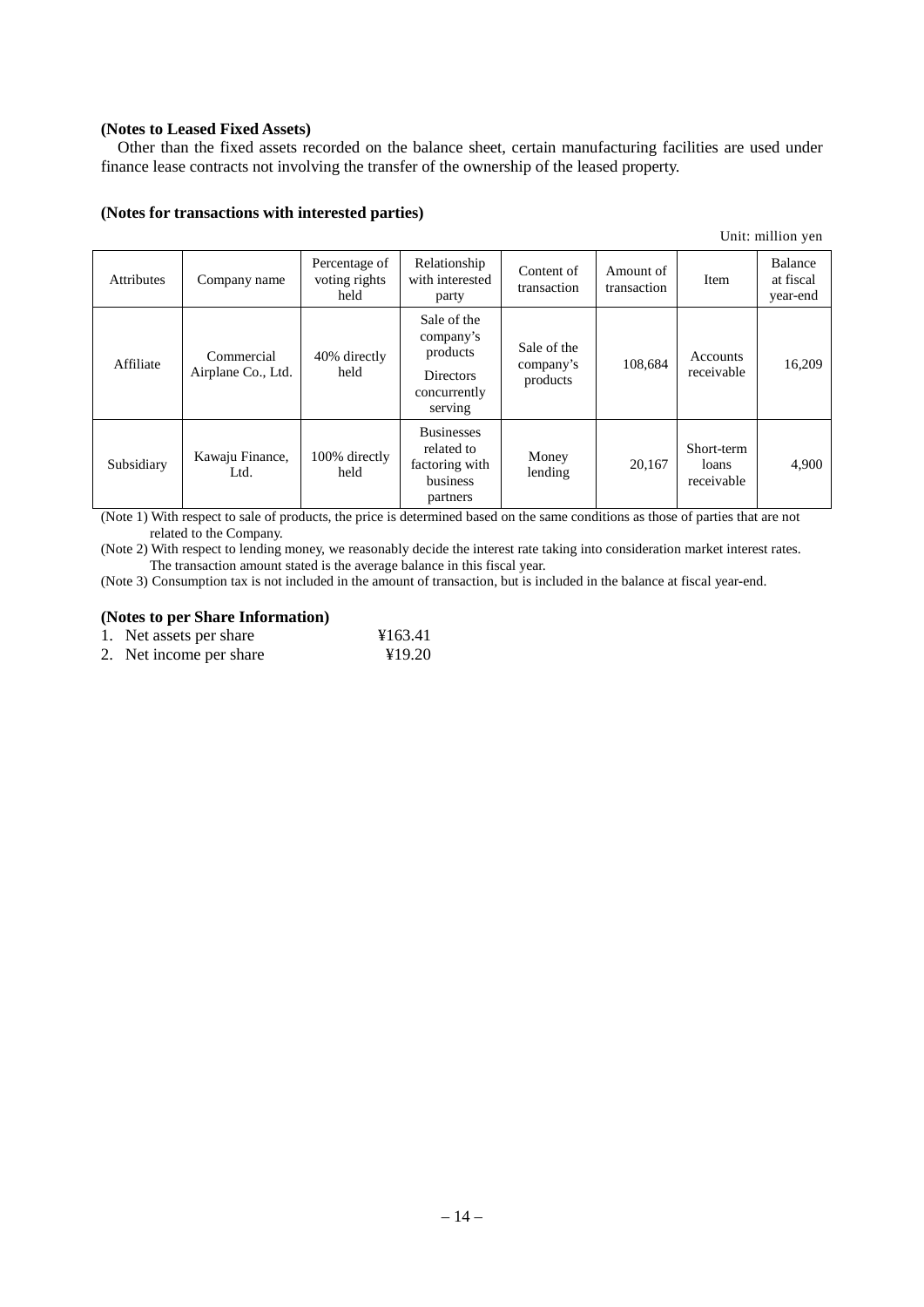**(Notes to Leased Fixed Assets)**

Other than the fixed assets recorded on the balance sheet, certain manufacturing facilities are used under finance lease contracts not involving the transfer of the ownership of the leased property.

**(Notes for transactions with interested parties)**

Unit: million yen

| Attributes | Company name | Percentage of voting rights held | Relationship with interested party | Content of transaction | Amount of transaction | Item | Balance at fiscal year-end |
|---|---|---|---|---|---|---|---|
| Affiliate | Commercial Airplane Co., Ltd. | 40% directly held | Sale of the company's products<br>Directors concurrently serving | Sale of the company's products | 108,684 | Accounts receivable | 16,209 |
| Subsidiary | Kawaju Finance, Ltd. | 100% directly held | Businesses related to factoring with business partners | Money lending | 20,167 | Short-term loans receivable | 4,900 |

(Note 1) With respect to sale of products, the price is determined based on the same conditions as those of parties that are not related to the Company.

(Note 2) With respect to lending money, we reasonably decide the interest rate taking into consideration market interest rates. The transaction amount stated is the average balance in this fiscal year.

(Note 3) Consumption tax is not included in the amount of transaction, but is included in the balance at fiscal year-end.

**(Notes to per Share Information)**

1. Net assets per share ¥163.41
2. Net income per share ¥19.20